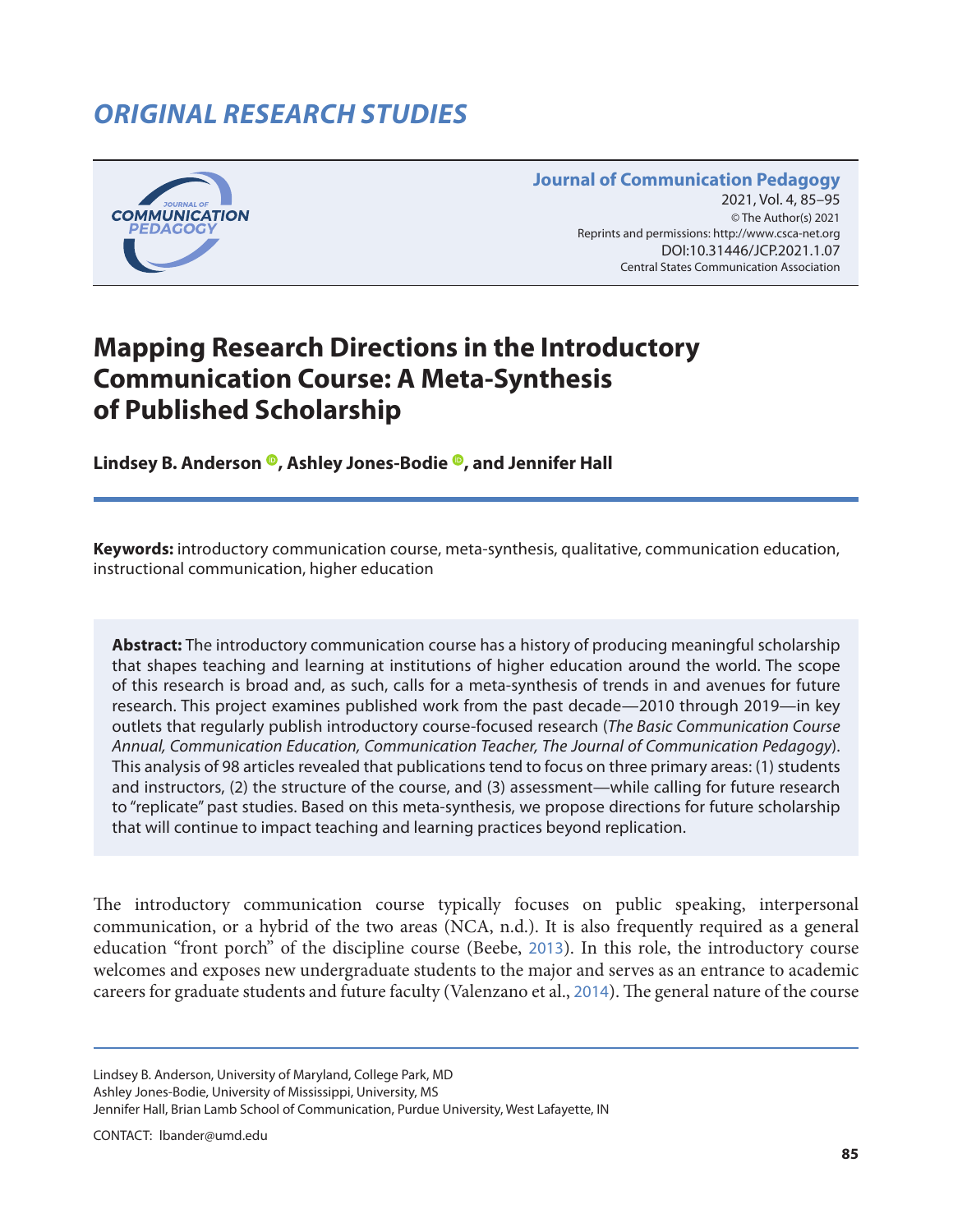# ORIGINAL RESEARCH STUDIES

**Journal of Communication Pedagogy**
2021, Vol. 4, 85–95
© The Author(s) 2021
Reprints and permissions: http://www.csca-net.org
DOI:10.31446/JCP.2021.1.07
Central States Communication Association

# Mapping Research Directions in the Introductory Communication Course: A Meta-Synthesis of Published Scholarship

**Lindsey B. Anderson, Ashley Jones-Bodie, and Jennifer Hall**

**Keywords:** introductory communication course, meta-synthesis, qualitative, communication education, instructional communication, higher education

**Abstract:** The introductory communication course has a history of producing meaningful scholarship that shapes teaching and learning at institutions of higher education around the world. The scope of this research is broad and, as such, calls for a meta-synthesis of trends in and avenues for future research. This project examines published work from the past decade—2010 through 2019—in key outlets that regularly publish introductory course-focused research (*The Basic Communication Course Annual, Communication Education, Communication Teacher, The Journal of Communication Pedagogy*). This analysis of 98 articles revealed that publications tend to focus on three primary areas: (1) students and instructors, (2) the structure of the course, and (3) assessment—while calling for future research to "replicate" past studies. Based on this meta-synthesis, we propose directions for future scholarship that will continue to impact teaching and learning practices beyond replication.

The introductory communication course typically focuses on public speaking, interpersonal communication, or a hybrid of the two areas (NCA, n.d.). It is also frequently required as a general education "front porch" of the discipline course (Beebe, 2013). In this role, the introductory course welcomes and exposes new undergraduate students to the major and serves as an entrance to academic careers for graduate students and future faculty (Valenzano et al., 2014). The general nature of the course

---

Lindsey B. Anderson, University of Maryland, College Park, MD
Ashley Jones-Bodie, University of Mississippi, University, MS
Jennifer Hall, Brian Lamb School of Communication, Purdue University, West Lafayette, IN

CONTACT: lbander@umd.edu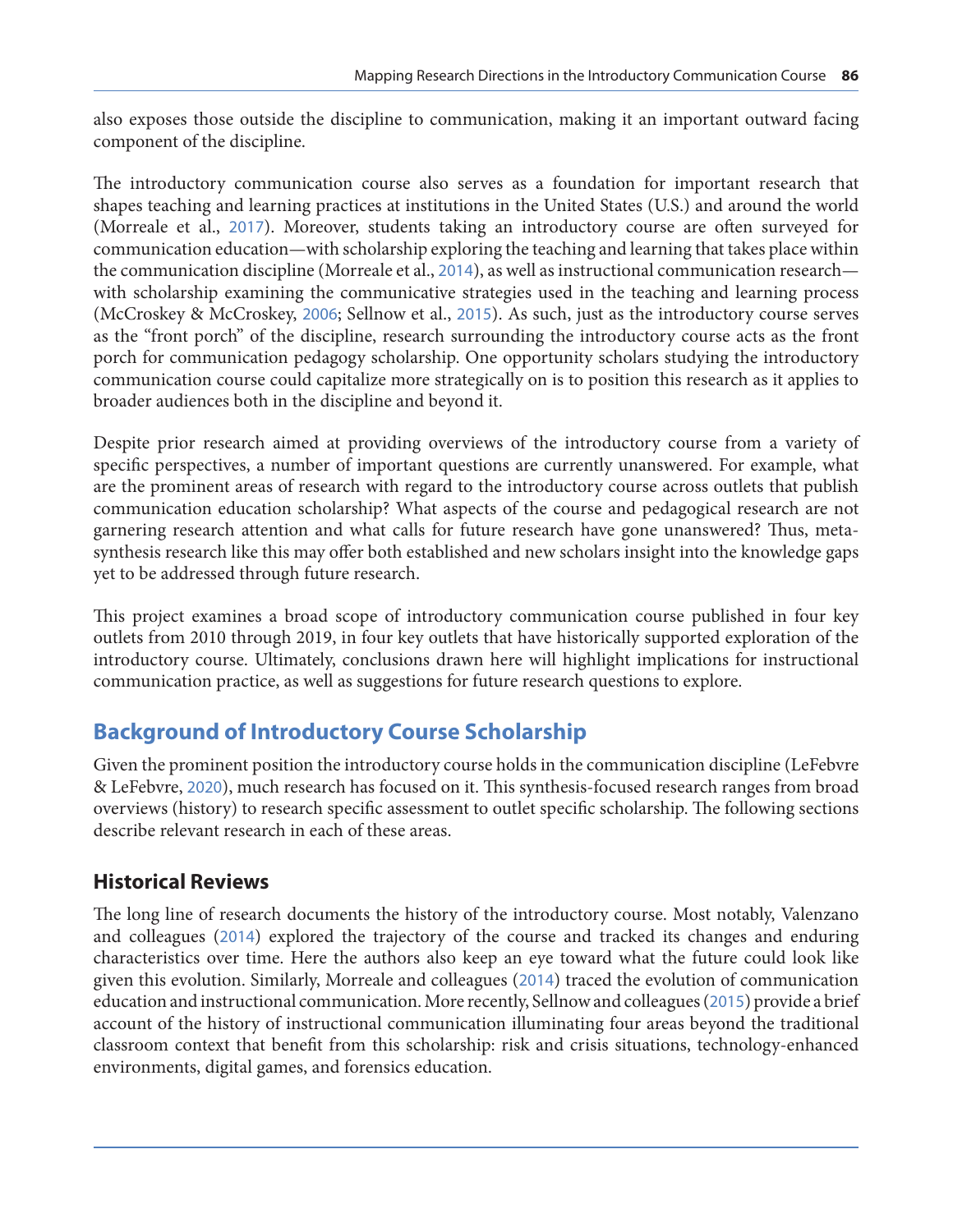also exposes those outside the discipline to communication, making it an important outward facing component of the discipline.

The introductory communication course also serves as a foundation for important research that shapes teaching and learning practices at institutions in the United States (U.S.) and around the world (Morreale et al., 2017). Moreover, students taking an introductory course are often surveyed for communication education—with scholarship exploring the teaching and learning that takes place within the communication discipline (Morreale et al., 2014), as well as instructional communication research—with scholarship examining the communicative strategies used in the teaching and learning process (McCroskey & McCroskey, 2006; Sellnow et al., 2015). As such, just as the introductory course serves as the "front porch" of the discipline, research surrounding the introductory course acts as the front porch for communication pedagogy scholarship. One opportunity scholars studying the introductory communication course could capitalize more strategically on is to position this research as it applies to broader audiences both in the discipline and beyond it.

Despite prior research aimed at providing overviews of the introductory course from a variety of specific perspectives, a number of important questions are currently unanswered. For example, what are the prominent areas of research with regard to the introductory course across outlets that publish communication education scholarship? What aspects of the course and pedagogical research are not garnering research attention and what calls for future research have gone unanswered? Thus, meta-synthesis research like this may offer both established and new scholars insight into the knowledge gaps yet to be addressed through future research.

This project examines a broad scope of introductory communication course published in four key outlets from 2010 through 2019, in four key outlets that have historically supported exploration of the introductory course. Ultimately, conclusions drawn here will highlight implications for instructional communication practice, as well as suggestions for future research questions to explore.

## Background of Introductory Course Scholarship

Given the prominent position the introductory course holds in the communication discipline (LeFebvre & LeFebvre, 2020), much research has focused on it. This synthesis-focused research ranges from broad overviews (history) to research specific assessment to outlet specific scholarship. The following sections describe relevant research in each of these areas.

### Historical Reviews

The long line of research documents the history of the introductory course. Most notably, Valenzano and colleagues (2014) explored the trajectory of the course and tracked its changes and enduring characteristics over time. Here the authors also keep an eye toward what the future could look like given this evolution. Similarly, Morreale and colleagues (2014) traced the evolution of communication education and instructional communication. More recently, Sellnow and colleagues (2015) provide a brief account of the history of instructional communication illuminating four areas beyond the traditional classroom context that benefit from this scholarship: risk and crisis situations, technology-enhanced environments, digital games, and forensics education.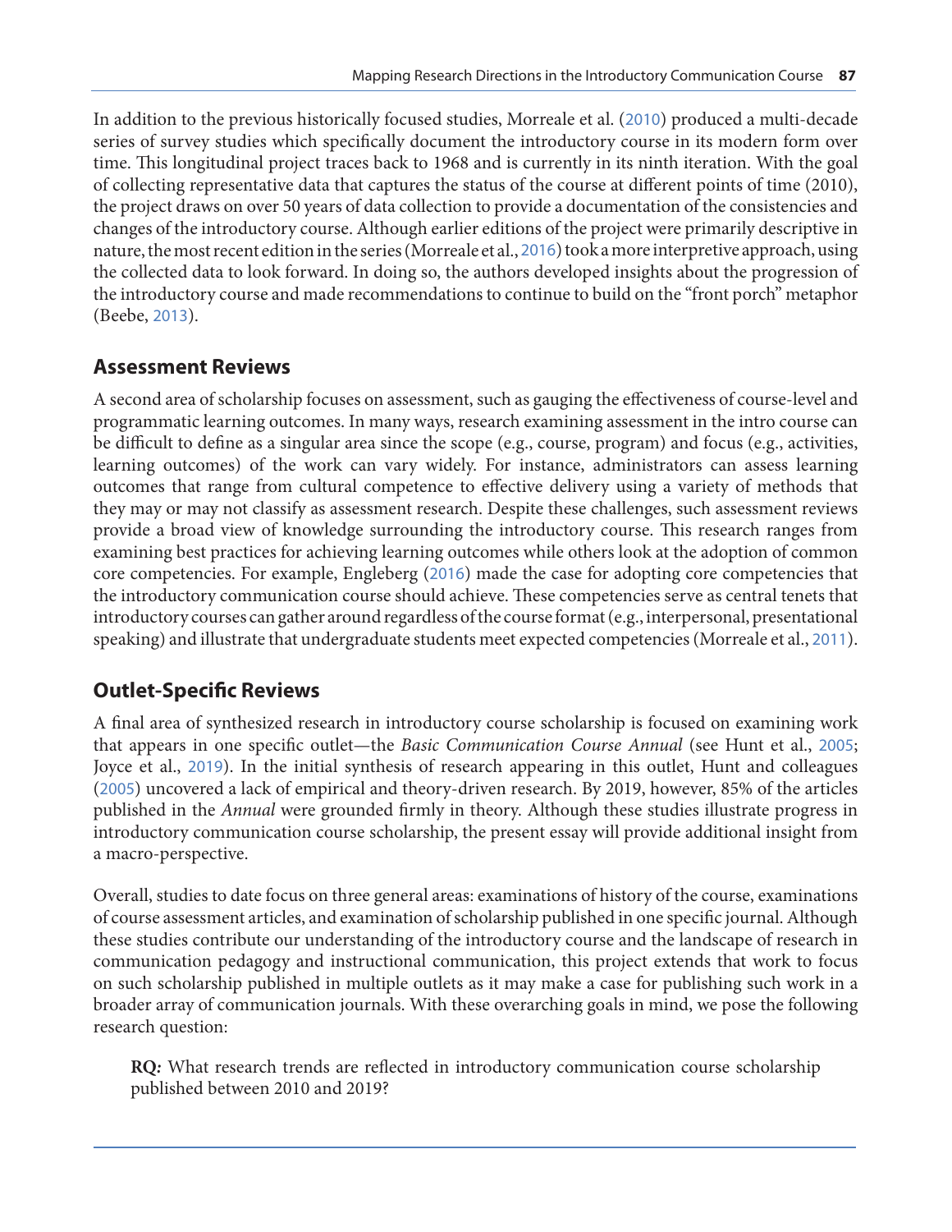In addition to the previous historically focused studies, Morreale et al. (2010) produced a multi-decade series of survey studies which specifically document the introductory course in its modern form over time. This longitudinal project traces back to 1968 and is currently in its ninth iteration. With the goal of collecting representative data that captures the status of the course at different points of time (2010), the project draws on over 50 years of data collection to provide a documentation of the consistencies and changes of the introductory course. Although earlier editions of the project were primarily descriptive in nature, the most recent edition in the series (Morreale et al., 2016) took a more interpretive approach, using the collected data to look forward. In doing so, the authors developed insights about the progression of the introductory course and made recommendations to continue to build on the "front porch" metaphor (Beebe, 2013).

## Assessment Reviews

A second area of scholarship focuses on assessment, such as gauging the effectiveness of course-level and programmatic learning outcomes. In many ways, research examining assessment in the intro course can be difficult to define as a singular area since the scope (e.g., course, program) and focus (e.g., activities, learning outcomes) of the work can vary widely. For instance, administrators can assess learning outcomes that range from cultural competence to effective delivery using a variety of methods that they may or may not classify as assessment research. Despite these challenges, such assessment reviews provide a broad view of knowledge surrounding the introductory course. This research ranges from examining best practices for achieving learning outcomes while others look at the adoption of common core competencies. For example, Engleberg (2016) made the case for adopting core competencies that the introductory communication course should achieve. These competencies serve as central tenets that introductory courses can gather around regardless of the course format (e.g., interpersonal, presentational speaking) and illustrate that undergraduate students meet expected competencies (Morreale et al., 2011).

## Outlet-Specific Reviews

A final area of synthesized research in introductory course scholarship is focused on examining work that appears in one specific outlet—the *Basic Communication Course Annual* (see Hunt et al., 2005; Joyce et al., 2019). In the initial synthesis of research appearing in this outlet, Hunt and colleagues (2005) uncovered a lack of empirical and theory-driven research. By 2019, however, 85% of the articles published in the *Annual* were grounded firmly in theory. Although these studies illustrate progress in introductory communication course scholarship, the present essay will provide additional insight from a macro-perspective.

Overall, studies to date focus on three general areas: examinations of history of the course, examinations of course assessment articles, and examination of scholarship published in one specific journal. Although these studies contribute our understanding of the introductory course and the landscape of research in communication pedagogy and instructional communication, this project extends that work to focus on such scholarship published in multiple outlets as it may make a case for publishing such work in a broader array of communication journals. With these overarching goals in mind, we pose the following research question:

> **RQ:** What research trends are reflected in introductory communication course scholarship published between 2010 and 2019?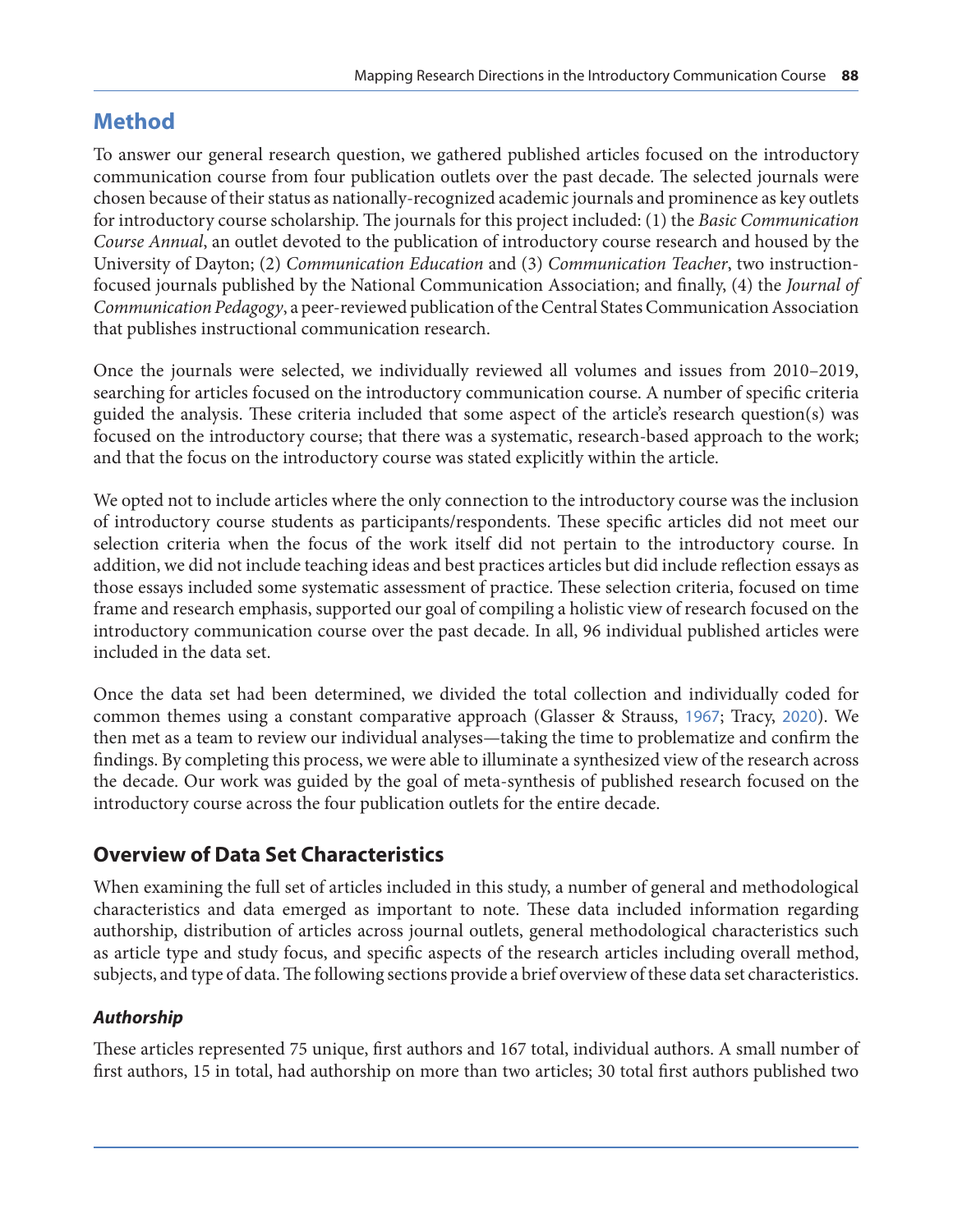## Method

To answer our general research question, we gathered published articles focused on the introductory communication course from four publication outlets over the past decade. The selected journals were chosen because of their status as nationally-recognized academic journals and prominence as key outlets for introductory course scholarship. The journals for this project included: (1) the *Basic Communication Course Annual*, an outlet devoted to the publication of introductory course research and housed by the University of Dayton; (2) *Communication Education* and (3) *Communication Teacher*, two instruction-focused journals published by the National Communication Association; and finally, (4) the *Journal of Communication Pedagogy*, a peer-reviewed publication of the Central States Communication Association that publishes instructional communication research.

Once the journals were selected, we individually reviewed all volumes and issues from 2010–2019, searching for articles focused on the introductory communication course. A number of specific criteria guided the analysis. These criteria included that some aspect of the article's research question(s) was focused on the introductory course; that there was a systematic, research-based approach to the work; and that the focus on the introductory course was stated explicitly within the article.

We opted not to include articles where the only connection to the introductory course was the inclusion of introductory course students as participants/respondents. These specific articles did not meet our selection criteria when the focus of the work itself did not pertain to the introductory course. In addition, we did not include teaching ideas and best practices articles but did include reflection essays as those essays included some systematic assessment of practice. These selection criteria, focused on time frame and research emphasis, supported our goal of compiling a holistic view of research focused on the introductory communication course over the past decade. In all, 96 individual published articles were included in the data set.

Once the data set had been determined, we divided the total collection and individually coded for common themes using a constant comparative approach (Glasser & Strauss, 1967; Tracy, 2020). We then met as a team to review our individual analyses—taking the time to problematize and confirm the findings. By completing this process, we were able to illuminate a synthesized view of the research across the decade. Our work was guided by the goal of meta-synthesis of published research focused on the introductory course across the four publication outlets for the entire decade.

## Overview of Data Set Characteristics

When examining the full set of articles included in this study, a number of general and methodological characteristics and data emerged as important to note. These data included information regarding authorship, distribution of articles across journal outlets, general methodological characteristics such as article type and study focus, and specific aspects of the research articles including overall method, subjects, and type of data. The following sections provide a brief overview of these data set characteristics.

### *Authorship*

These articles represented 75 unique, first authors and 167 total, individual authors. A small number of first authors, 15 in total, had authorship on more than two articles; 30 total first authors published two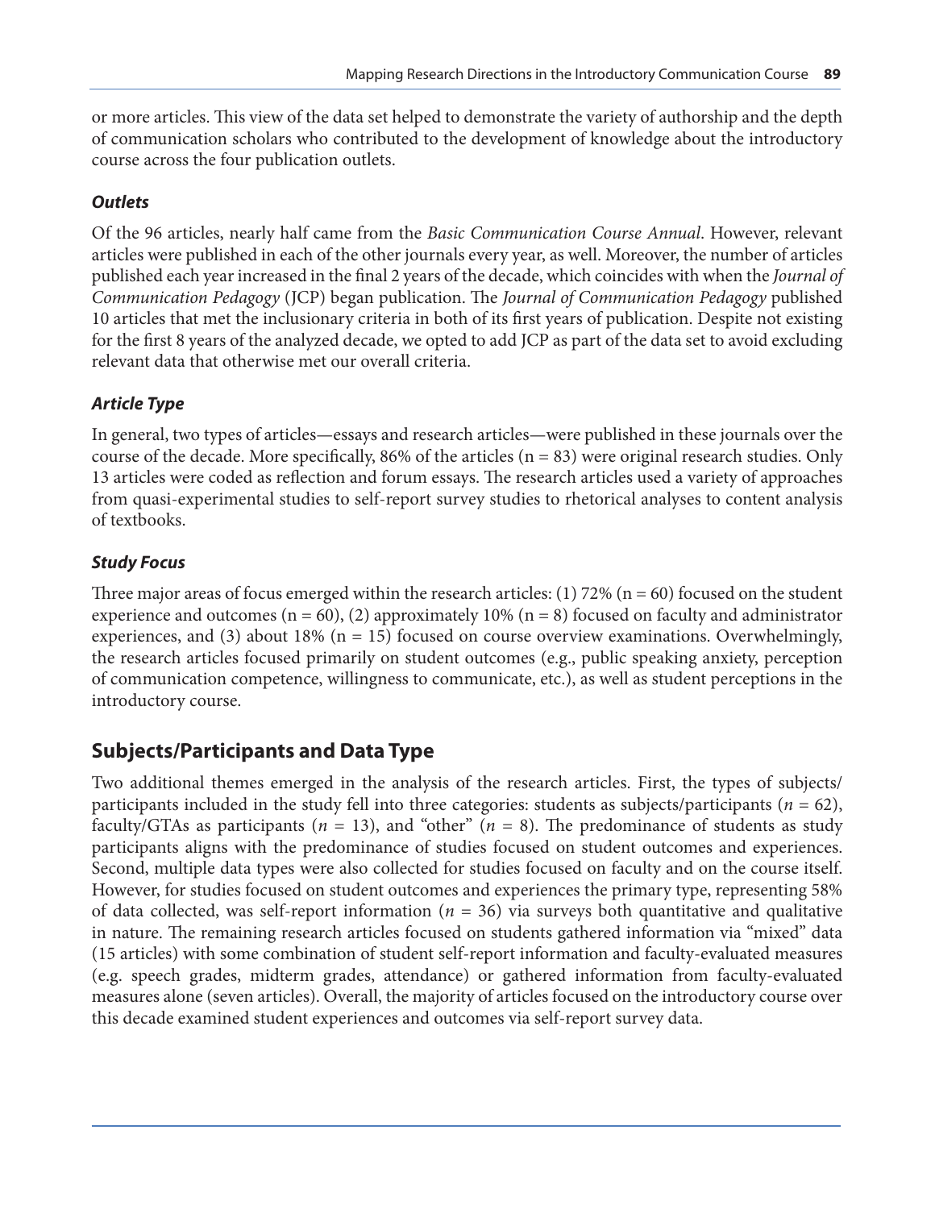or more articles. This view of the data set helped to demonstrate the variety of authorship and the depth of communication scholars who contributed to the development of knowledge about the introductory course across the four publication outlets.

### *Outlets*

Of the 96 articles, nearly half came from the *Basic Communication Course Annual*. However, relevant articles were published in each of the other journals every year, as well. Moreover, the number of articles published each year increased in the final 2 years of the decade, which coincides with when the *Journal of Communication Pedagogy* (JCP) began publication. The *Journal of Communication Pedagogy* published 10 articles that met the inclusionary criteria in both of its first years of publication. Despite not existing for the first 8 years of the analyzed decade, we opted to add JCP as part of the data set to avoid excluding relevant data that otherwise met our overall criteria.

### *Article Type*

In general, two types of articles—essays and research articles—were published in these journals over the course of the decade. More specifically, 86% of the articles (n = 83) were original research studies. Only 13 articles were coded as reflection and forum essays. The research articles used a variety of approaches from quasi-experimental studies to self-report survey studies to rhetorical analyses to content analysis of textbooks.

### *Study Focus*

Three major areas of focus emerged within the research articles: (1) 72% (n = 60) focused on the student experience and outcomes (n = 60), (2) approximately 10% (n = 8) focused on faculty and administrator experiences, and (3) about 18% (n = 15) focused on course overview examinations. Overwhelmingly, the research articles focused primarily on student outcomes (e.g., public speaking anxiety, perception of communication competence, willingness to communicate, etc.), as well as student perceptions in the introductory course.

## Subjects/Participants and Data Type

Two additional themes emerged in the analysis of the research articles. First, the types of subjects/participants included in the study fell into three categories: students as subjects/participants ($n$ = 62), faculty/GTAs as participants ($n$ = 13), and "other" ($n$ = 8). The predominance of students as study participants aligns with the predominance of studies focused on student outcomes and experiences. Second, multiple data types were also collected for studies focused on faculty and on the course itself. However, for studies focused on student outcomes and experiences the primary type, representing 58% of data collected, was self-report information ($n$ = 36) via surveys both quantitative and qualitative in nature. The remaining research articles focused on students gathered information via "mixed" data (15 articles) with some combination of student self-report information and faculty-evaluated measures (e.g. speech grades, midterm grades, attendance) or gathered information from faculty-evaluated measures alone (seven articles). Overall, the majority of articles focused on the introductory course over this decade examined student experiences and outcomes via self-report survey data.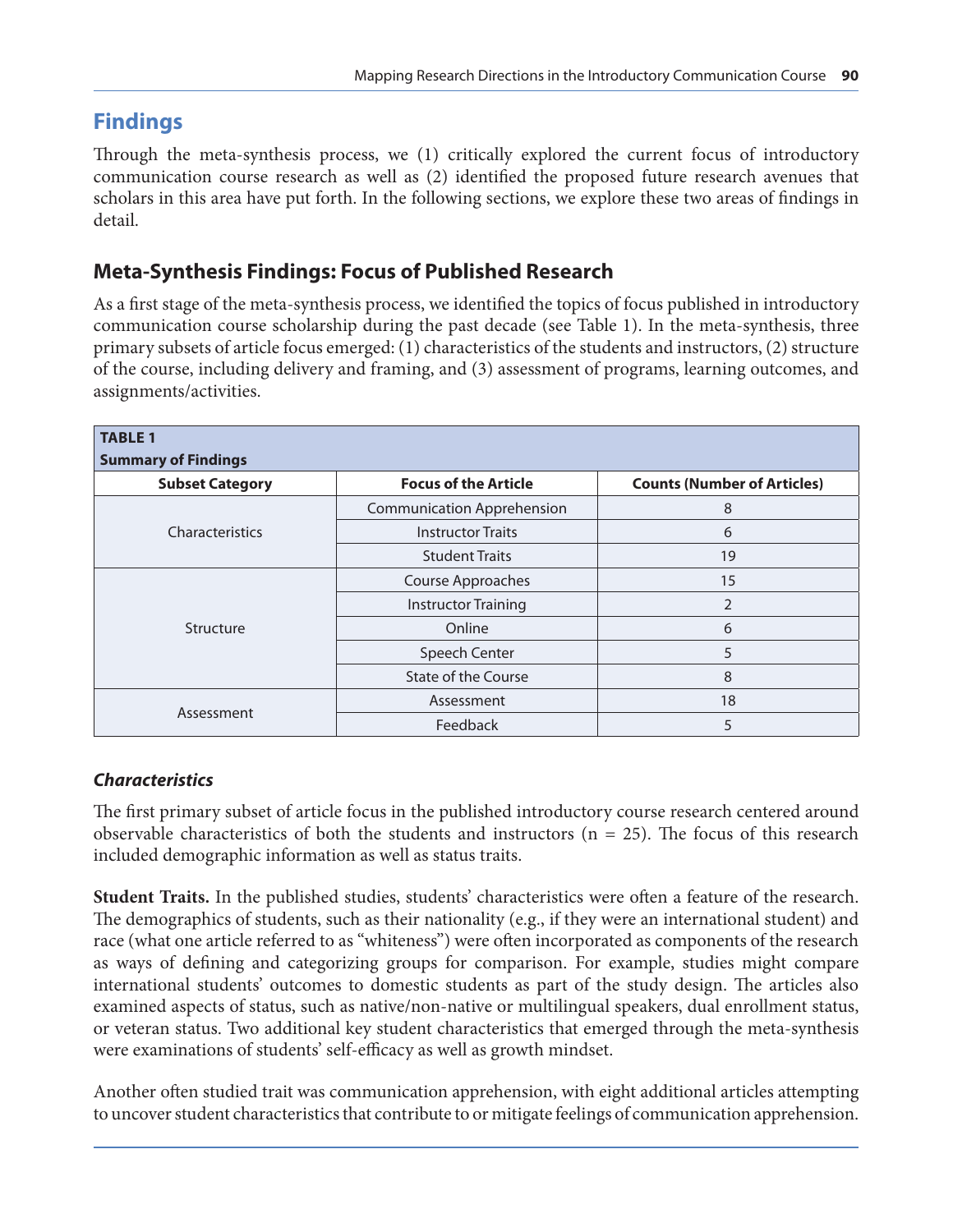## Findings

Through the meta-synthesis process, we (1) critically explored the current focus of introductory communication course research as well as (2) identified the proposed future research avenues that scholars in this area have put forth. In the following sections, we explore these two areas of findings in detail.

### Meta-Synthesis Findings: Focus of Published Research

As a first stage of the meta-synthesis process, we identified the topics of focus published in introductory communication course scholarship during the past decade (see Table 1). In the meta-synthesis, three primary subsets of article focus emerged: (1) characteristics of the students and instructors, (2) structure of the course, including delivery and framing, and (3) assessment of programs, learning outcomes, and assignments/activities.

**TABLE 1**
**Summary of Findings**

| Subset Category | Focus of the Article | Counts (Number of Articles) |
| --- | --- | --- |
| Characteristics | Communication Apprehension | 8 |
| | Instructor Traits | 6 |
| | Student Traits | 19 |
| Structure | Course Approaches | 15 |
| | Instructor Training | 2 |
| | Online | 6 |
| | Speech Center | 5 |
| | State of the Course | 8 |
| Assessment | Assessment | 18 |
| | Feedback | 5 |

#### *Characteristics*

The first primary subset of article focus in the published introductory course research centered around observable characteristics of both the students and instructors (n = 25). The focus of this research included demographic information as well as status traits.

**Student Traits.** In the published studies, students' characteristics were often a feature of the research. The demographics of students, such as their nationality (e.g., if they were an international student) and race (what one article referred to as "whiteness") were often incorporated as components of the research as ways of defining and categorizing groups for comparison. For example, studies might compare international students' outcomes to domestic students as part of the study design. The articles also examined aspects of status, such as native/non-native or multilingual speakers, dual enrollment status, or veteran status. Two additional key student characteristics that emerged through the meta-synthesis were examinations of students' self-efficacy as well as growth mindset.

Another often studied trait was communication apprehension, with eight additional articles attempting to uncover student characteristics that contribute to or mitigate feelings of communication apprehension.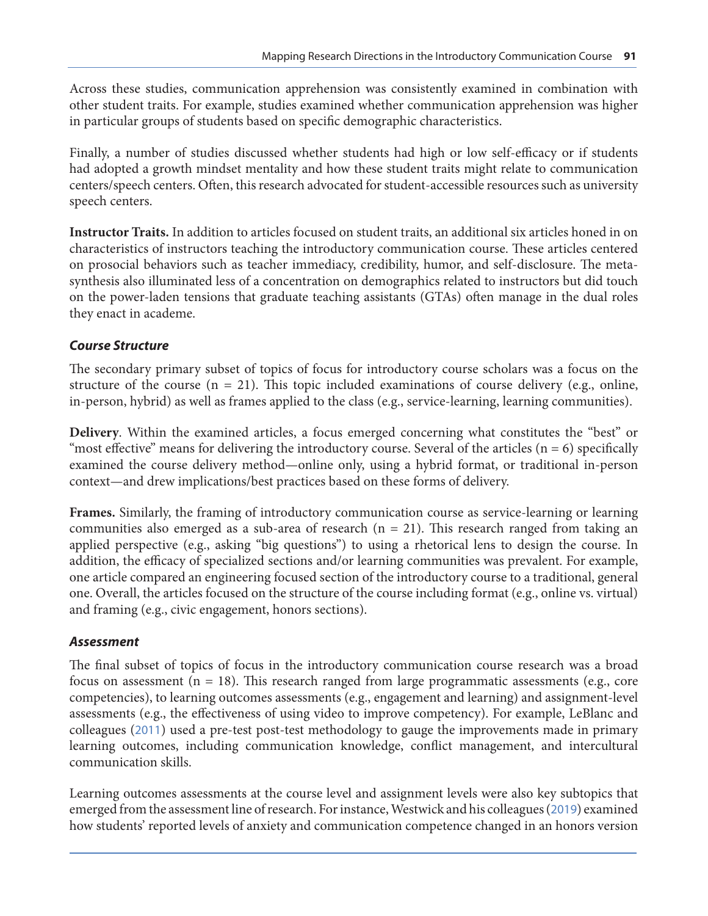Across these studies, communication apprehension was consistently examined in combination with other student traits. For example, studies examined whether communication apprehension was higher in particular groups of students based on specific demographic characteristics.

Finally, a number of studies discussed whether students had high or low self-efficacy or if students had adopted a growth mindset mentality and how these student traits might relate to communication centers/speech centers. Often, this research advocated for student-accessible resources such as university speech centers.

**Instructor Traits.** In addition to articles focused on student traits, an additional six articles honed in on characteristics of instructors teaching the introductory communication course. These articles centered on prosocial behaviors such as teacher immediacy, credibility, humor, and self-disclosure. The meta-synthesis also illuminated less of a concentration on demographics related to instructors but did touch on the power-laden tensions that graduate teaching assistants (GTAs) often manage in the dual roles they enact in academe.

### *Course Structure*

The secondary primary subset of topics of focus for introductory course scholars was a focus on the structure of the course (n = 21). This topic included examinations of course delivery (e.g., online, in-person, hybrid) as well as frames applied to the class (e.g., service-learning, learning communities).

**Delivery**. Within the examined articles, a focus emerged concerning what constitutes the "best" or "most effective" means for delivering the introductory course. Several of the articles (n = 6) specifically examined the course delivery method—online only, using a hybrid format, or traditional in-person context—and drew implications/best practices based on these forms of delivery.

**Frames.** Similarly, the framing of introductory communication course as service-learning or learning communities also emerged as a sub-area of research (n = 21). This research ranged from taking an applied perspective (e.g., asking "big questions") to using a rhetorical lens to design the course. In addition, the efficacy of specialized sections and/or learning communities was prevalent. For example, one article compared an engineering focused section of the introductory course to a traditional, general one. Overall, the articles focused on the structure of the course including format (e.g., online vs. virtual) and framing (e.g., civic engagement, honors sections).

### *Assessment*

The final subset of topics of focus in the introductory communication course research was a broad focus on assessment (n = 18). This research ranged from large programmatic assessments (e.g., core competencies), to learning outcomes assessments (e.g., engagement and learning) and assignment-level assessments (e.g., the effectiveness of using video to improve competency). For example, LeBlanc and colleagues (2011) used a pre-test post-test methodology to gauge the improvements made in primary learning outcomes, including communication knowledge, conflict management, and intercultural communication skills.

Learning outcomes assessments at the course level and assignment levels were also key subtopics that emerged from the assessment line of research. For instance, Westwick and his colleagues (2019) examined how students' reported levels of anxiety and communication competence changed in an honors version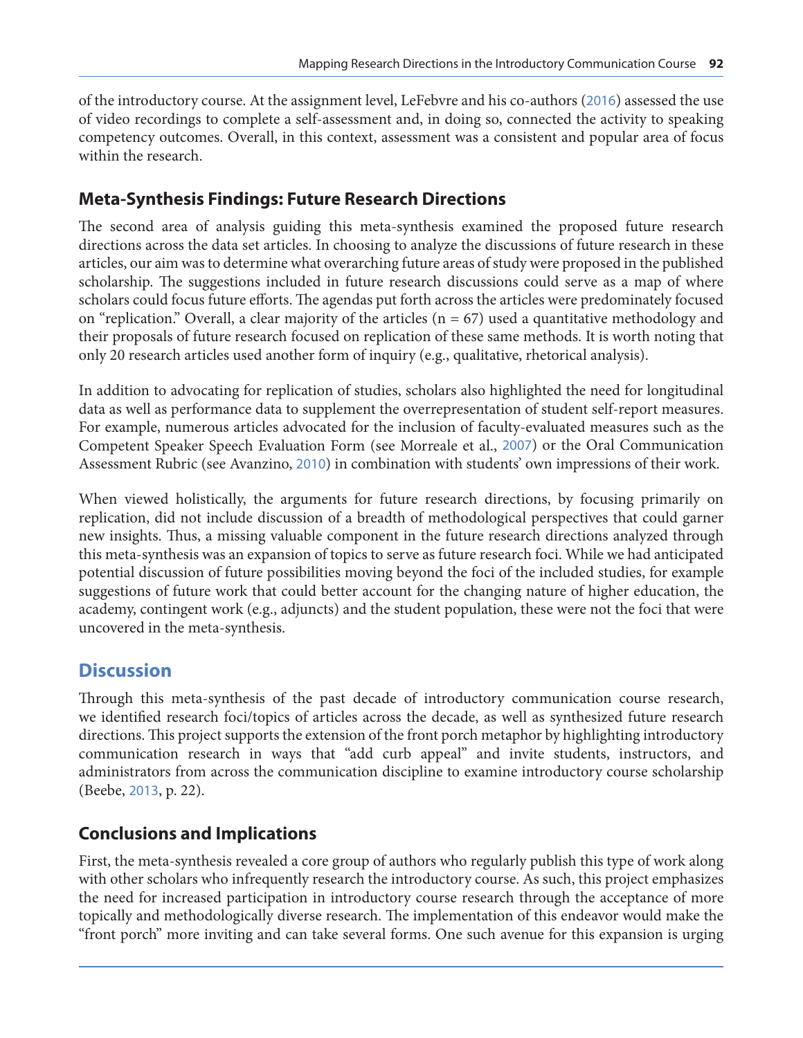of the introductory course. At the assignment level, LeFebvre and his co-authors (2016) assessed the use of video recordings to complete a self-assessment and, in doing so, connected the activity to speaking competency outcomes. Overall, in this context, assessment was a consistent and popular area of focus within the research.

## Meta-Synthesis Findings: Future Research Directions

The second area of analysis guiding this meta-synthesis examined the proposed future research directions across the data set articles. In choosing to analyze the discussions of future research in these articles, our aim was to determine what overarching future areas of study were proposed in the published scholarship. The suggestions included in future research discussions could serve as a map of where scholars could focus future efforts. The agendas put forth across the articles were predominately focused on "replication." Overall, a clear majority of the articles (n = 67) used a quantitative methodology and their proposals of future research focused on replication of these same methods. It is worth noting that only 20 research articles used another form of inquiry (e.g., qualitative, rhetorical analysis).

In addition to advocating for replication of studies, scholars also highlighted the need for longitudinal data as well as performance data to supplement the overrepresentation of student self-report measures. For example, numerous articles advocated for the inclusion of faculty-evaluated measures such as the Competent Speaker Speech Evaluation Form (see Morreale et al., 2007) or the Oral Communication Assessment Rubric (see Avanzino, 2010) in combination with students' own impressions of their work.

When viewed holistically, the arguments for future research directions, by focusing primarily on replication, did not include discussion of a breadth of methodological perspectives that could garner new insights. Thus, a missing valuable component in the future research directions analyzed through this meta-synthesis was an expansion of topics to serve as future research foci. While we had anticipated potential discussion of future possibilities moving beyond the foci of the included studies, for example suggestions of future work that could better account for the changing nature of higher education, the academy, contingent work (e.g., adjuncts) and the student population, these were not the foci that were uncovered in the meta-synthesis.

# Discussion

Through this meta-synthesis of the past decade of introductory communication course research, we identified research foci/topics of articles across the decade, as well as synthesized future research directions. This project supports the extension of the front porch metaphor by highlighting introductory communication research in ways that "add curb appeal" and invite students, instructors, and administrators from across the communication discipline to examine introductory course scholarship (Beebe, 2013, p. 22).

## Conclusions and Implications

First, the meta-synthesis revealed a core group of authors who regularly publish this type of work along with other scholars who infrequently research the introductory course. As such, this project emphasizes the need for increased participation in introductory course research through the acceptance of more topically and methodologically diverse research. The implementation of this endeavor would make the "front porch" more inviting and can take several forms. One such avenue for this expansion is urging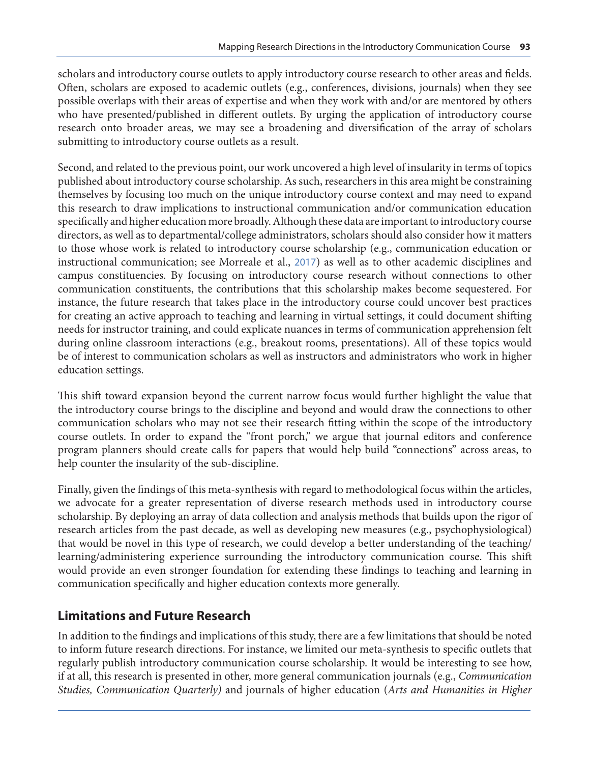scholars and introductory course outlets to apply introductory course research to other areas and fields. Often, scholars are exposed to academic outlets (e.g., conferences, divisions, journals) when they see possible overlaps with their areas of expertise and when they work with and/or are mentored by others who have presented/published in different outlets. By urging the application of introductory course research onto broader areas, we may see a broadening and diversification of the array of scholars submitting to introductory course outlets as a result.

Second, and related to the previous point, our work uncovered a high level of insularity in terms of topics published about introductory course scholarship. As such, researchers in this area might be constraining themselves by focusing too much on the unique introductory course context and may need to expand this research to draw implications to instructional communication and/or communication education specifically and higher education more broadly. Although these data are important to introductory course directors, as well as to departmental/college administrators, scholars should also consider how it matters to those whose work is related to introductory course scholarship (e.g., communication education or instructional communication; see Morreale et al., 2017) as well as to other academic disciplines and campus constituencies. By focusing on introductory course research without connections to other communication constituents, the contributions that this scholarship makes become sequestered. For instance, the future research that takes place in the introductory course could uncover best practices for creating an active approach to teaching and learning in virtual settings, it could document shifting needs for instructor training, and could explicate nuances in terms of communication apprehension felt during online classroom interactions (e.g., breakout rooms, presentations). All of these topics would be of interest to communication scholars as well as instructors and administrators who work in higher education settings.

This shift toward expansion beyond the current narrow focus would further highlight the value that the introductory course brings to the discipline and beyond and would draw the connections to other communication scholars who may not see their research fitting within the scope of the introductory course outlets. In order to expand the "front porch," we argue that journal editors and conference program planners should create calls for papers that would help build "connections" across areas, to help counter the insularity of the sub-discipline.

Finally, given the findings of this meta-synthesis with regard to methodological focus within the articles, we advocate for a greater representation of diverse research methods used in introductory course scholarship. By deploying an array of data collection and analysis methods that builds upon the rigor of research articles from the past decade, as well as developing new measures (e.g., psychophysiological) that would be novel in this type of research, we could develop a better understanding of the teaching/learning/administering experience surrounding the introductory communication course. This shift would provide an even stronger foundation for extending these findings to teaching and learning in communication specifically and higher education contexts more generally.

## Limitations and Future Research

In addition to the findings and implications of this study, there are a few limitations that should be noted to inform future research directions. For instance, we limited our meta-synthesis to specific outlets that regularly publish introductory communication course scholarship. It would be interesting to see how, if at all, this research is presented in other, more general communication journals (e.g., *Communication Studies, Communication Quarterly)* and journals of higher education (*Arts and Humanities in Higher*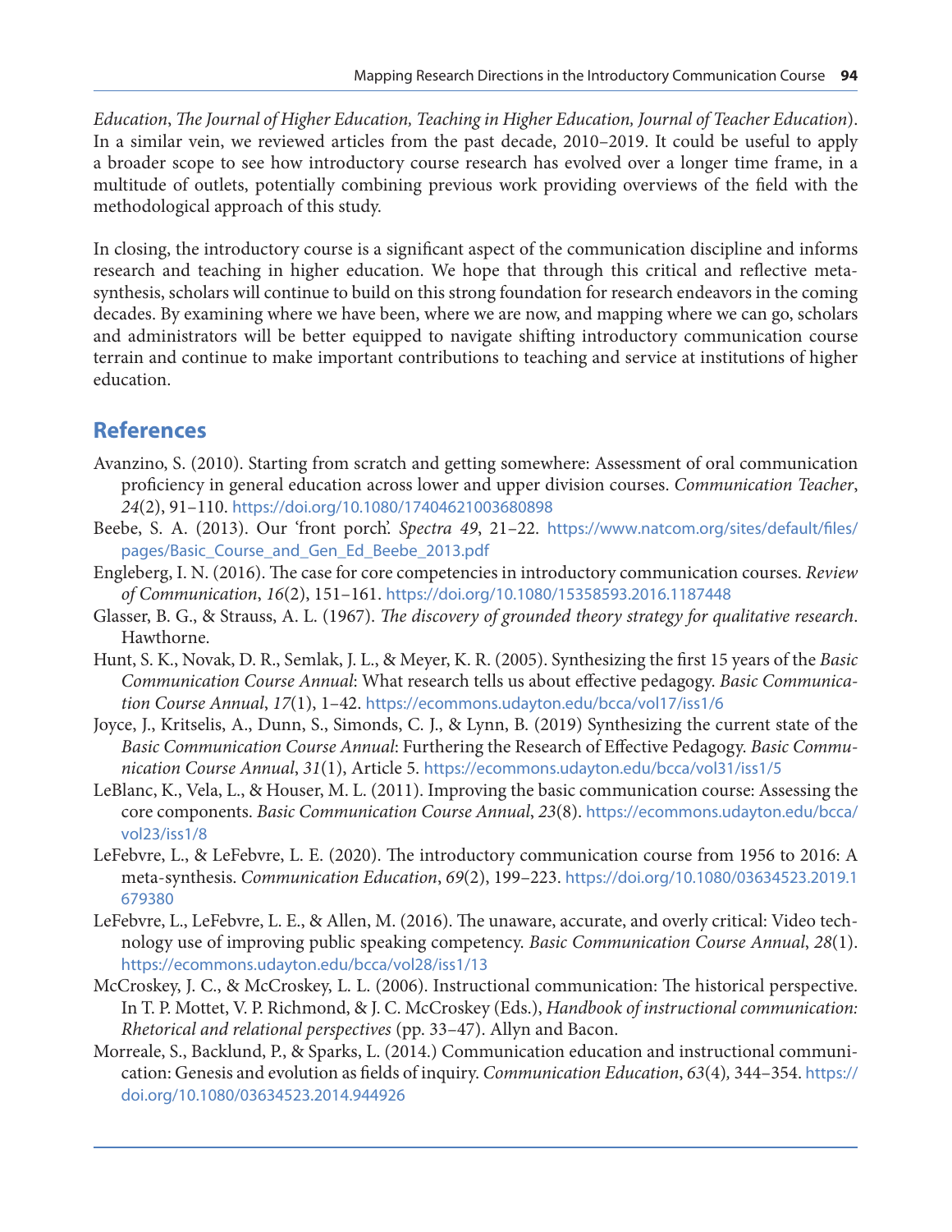*Education*, *The Journal of Higher Education, Teaching in Higher Education, Journal of Teacher Education*). In a similar vein, we reviewed articles from the past decade, 2010–2019. It could be useful to apply a broader scope to see how introductory course research has evolved over a longer time frame, in a multitude of outlets, potentially combining previous work providing overviews of the field with the methodological approach of this study.

In closing, the introductory course is a significant aspect of the communication discipline and informs research and teaching in higher education. We hope that through this critical and reflective meta-synthesis, scholars will continue to build on this strong foundation for research endeavors in the coming decades. By examining where we have been, where we are now, and mapping where we can go, scholars and administrators will be better equipped to navigate shifting introductory communication course terrain and continue to make important contributions to teaching and service at institutions of higher education.

## References

Avanzino, S. (2010). Starting from scratch and getting somewhere: Assessment of oral communication proficiency in general education across lower and upper division courses. *Communication Teacher*, *24*(2), 91–110. https://doi.org/10.1080/17404621003680898

Beebe, S. A. (2013). Our 'front porch'. *Spectra 49*, 21–22. https://www.natcom.org/sites/default/files/pages/Basic_Course_and_Gen_Ed_Beebe_2013.pdf

Engleberg, I. N. (2016). The case for core competencies in introductory communication courses. *Review of Communication*, *16*(2), 151–161. https://doi.org/10.1080/15358593.2016.1187448

Glasser, B. G., & Strauss, A. L. (1967). *The discovery of grounded theory strategy for qualitative research*. Hawthorne.

Hunt, S. K., Novak, D. R., Semlak, J. L., & Meyer, K. R. (2005). Synthesizing the first 15 years of the *Basic Communication Course Annual*: What research tells us about effective pedagogy. *Basic Communication Course Annual*, *17*(1), 1–42. https://ecommons.udayton.edu/bcca/vol17/iss1/6

Joyce, J., Kritselis, A., Dunn, S., Simonds, C. J., & Lynn, B. (2019) Synthesizing the current state of the *Basic Communication Course Annual*: Furthering the Research of Effective Pedagogy. *Basic Communication Course Annual*, *31*(1), Article 5. https://ecommons.udayton.edu/bcca/vol31/iss1/5

LeBlanc, K., Vela, L., & Houser, M. L. (2011). Improving the basic communication course: Assessing the core components. *Basic Communication Course Annual*, *23*(8). https://ecommons.udayton.edu/bcca/vol23/iss1/8

LeFebvre, L., & LeFebvre, L. E. (2020). The introductory communication course from 1956 to 2016: A meta-synthesis. *Communication Education*, *69*(2), 199–223. https://doi.org/10.1080/03634523.2019.1679380

LeFebvre, L., LeFebvre, L. E., & Allen, M. (2016). The unaware, accurate, and overly critical: Video technology use of improving public speaking competency. *Basic Communication Course Annual*, *28*(1). https://ecommons.udayton.edu/bcca/vol28/iss1/13

McCroskey, J. C., & McCroskey, L. L. (2006). Instructional communication: The historical perspective. In T. P. Mottet, V. P. Richmond, & J. C. McCroskey (Eds.), *Handbook of instructional communication: Rhetorical and relational perspectives* (pp. 33–47). Allyn and Bacon.

Morreale, S., Backlund, P., & Sparks, L. (2014.) Communication education and instructional communication: Genesis and evolution as fields of inquiry. *Communication Education*, *63*(4), 344–354. https://doi.org/10.1080/03634523.2014.944926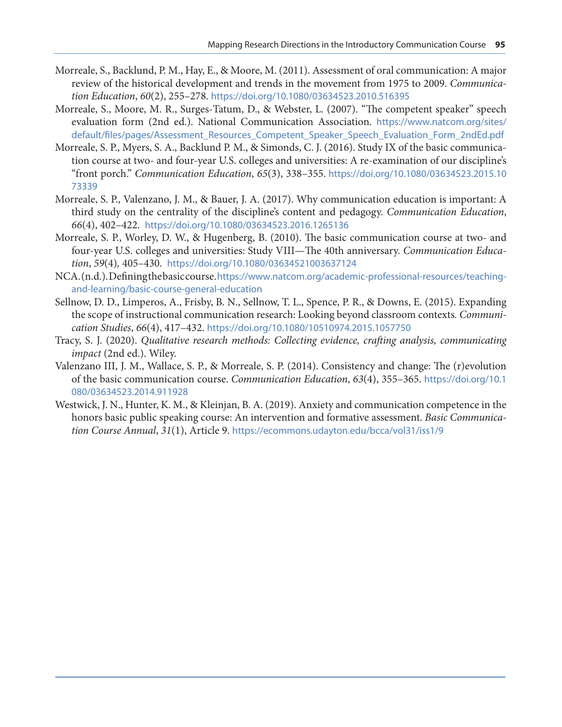Morreale, S., Backlund, P. M., Hay, E., & Moore, M. (2011). Assessment of oral communication: A major review of the historical development and trends in the movement from 1975 to 2009. *Communication Education*, *60*(2), 255–278. https://doi.org/10.1080/03634523.2010.516395

Morreale, S., Moore, M. R., Surges-Tatum, D., & Webster, L. (2007). "The competent speaker" speech evaluation form (2nd ed.). National Communication Association. https://www.natcom.org/sites/default/files/pages/Assessment_Resources_Competent_Speaker_Speech_Evaluation_Form_2ndEd.pdf

Morreale, S. P., Myers, S. A., Backlund P. M., & Simonds, C. J. (2016). Study IX of the basic communication course at two- and four-year U.S. colleges and universities: A re-examination of our discipline's "front porch." *Communication Education*, *65*(3), 338–355. https://doi.org/10.1080/03634523.2015.1073339

Morreale, S. P., Valenzano, J. M., & Bauer, J. A. (2017). Why communication education is important: A third study on the centrality of the discipline's content and pedagogy. *Communication Education*, *66*(4), 402–422. https://doi.org/10.1080/03634523.2016.1265136

Morreale, S. P., Worley, D. W., & Hugenberg, B. (2010). The basic communication course at two- and four-year U.S. colleges and universities: Study VIII—The 40th anniversary. *Communication Education*, *59*(4), 405–430. https://doi.org/10.1080/03634521003637124

NCA. (n.d.). Defining the basic course. https://www.natcom.org/academic-professional-resources/teaching-and-learning/basic-course-general-education

Sellnow, D. D., Limperos, A., Frisby, B. N., Sellnow, T. L., Spence, P. R., & Downs, E. (2015). Expanding the scope of instructional communication research: Looking beyond classroom contexts. *Communication Studies*, *66*(4), 417–432. https://doi.org/10.1080/10510974.2015.1057750

Tracy, S. J. (2020). *Qualitative research methods: Collecting evidence, crafting analysis, communicating impact* (2nd ed.). Wiley.

Valenzano III, J. M., Wallace, S. P., & Morreale, S. P. (2014). Consistency and change: The (r)evolution of the basic communication course. *Communication Education*, *63*(4), 355–365. https://doi.org/10.1080/03634523.2014.911928

Westwick, J. N., Hunter, K. M., & Kleinjan, B. A. (2019). Anxiety and communication competence in the honors basic public speaking course: An intervention and formative assessment. *Basic Communication Course Annual*, *31*(1), Article 9. https://ecommons.udayton.edu/bcca/vol31/iss1/9